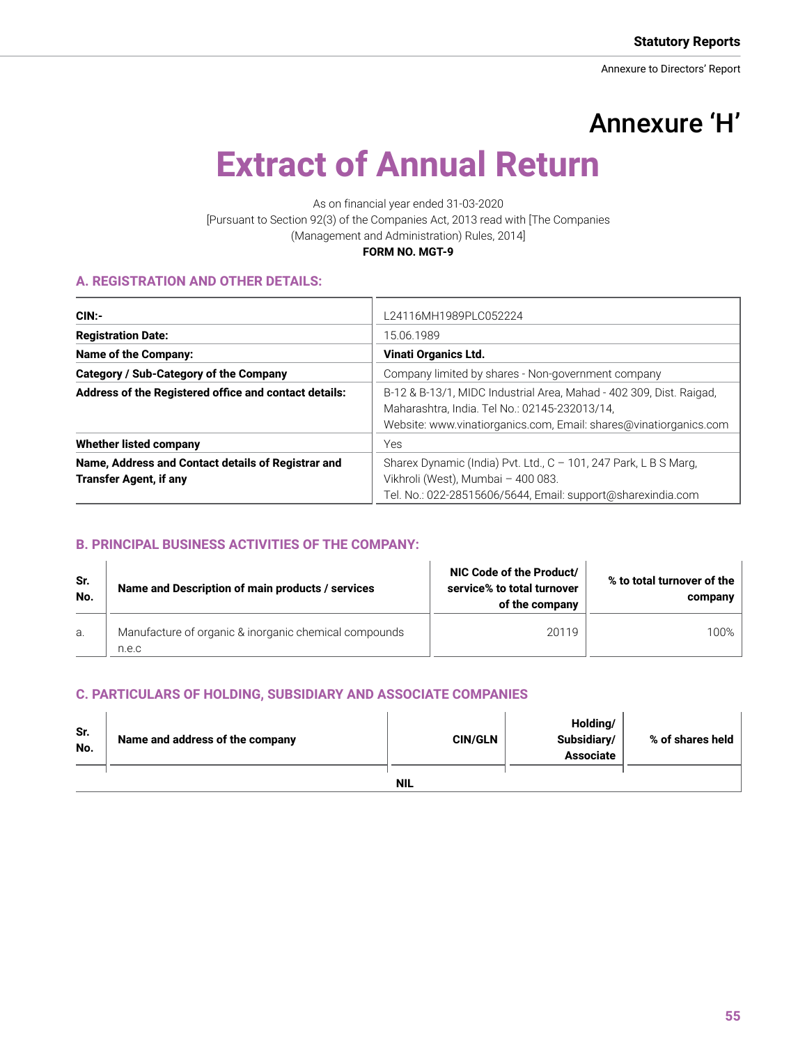# Annexure 'H'

# Extract of Annual Return

As on financial year ended 31-03-2020
[Pursuant to Section 92(3) of the Companies Act, 2013 read with [The Companies (Management and Administration) Rules, 2014]
**FORM NO. MGT-9**

## A. REGISTRATION AND OTHER DETAILS:

| | |
|---|---|
| **CIN:-** | L24116MH1989PLC052224 |
| **Registration Date:** | 15.06.1989 |
| **Name of the Company:** | **Vinati Organics Ltd.** |
| **Category / Sub-Category of the Company** | Company limited by shares - Non-government company |
| **Address of the Registered office and contact details:** | B-12 & B-13/1, MIDC Industrial Area, Mahad - 402 309, Dist. Raigad, Maharashtra, India. Tel No.: 02145-232013/14, Website: www.vinatiorganics.com, Email: shares@vinatiorganics.com |
| **Whether listed company** | Yes |
| **Name, Address and Contact details of Registrar and Transfer Agent, if any** | Sharex Dynamic (India) Pvt. Ltd., C – 101, 247 Park, L B S Marg, Vikhroli (West), Mumbai – 400 083. Tel. No.: 022-28515606/5644, Email: support@sharexindia.com |

## B. PRINCIPAL BUSINESS ACTIVITIES OF THE COMPANY:

| Sr. No. | Name and Description of main products / services | NIC Code of the Product/ service% to total turnover of the company | % to total turnover of the company |
|---|---|---|---|
| a. | Manufacture of organic & inorganic chemical compounds n.e.c | 20119 | 100% |

## C. PARTICULARS OF HOLDING, SUBSIDIARY AND ASSOCIATE COMPANIES

| Sr. No. | Name and address of the company | CIN/GLN | Holding/ Subsidiary/ Associate | % of shares held |
|---|---|---|---|---|
| | | **NIL** | | |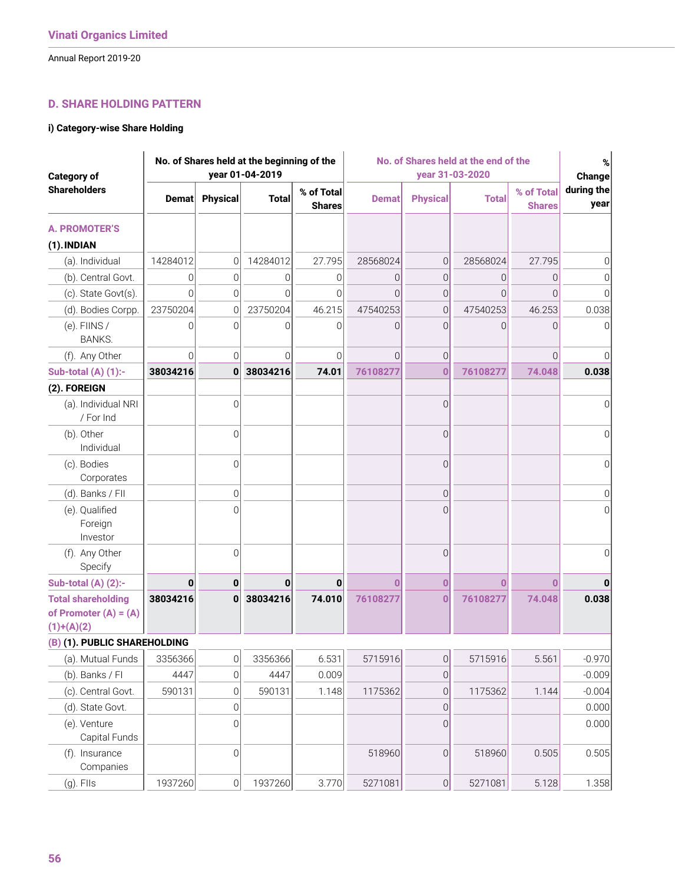## D. SHARE HOLDING PATTERN

### i) Category-wise Share Holding

| Category of Shareholders | No. of Shares held at the beginning of the year 01-04-2019 | | | | No. of Shares held at the end of the year 31-03-2020 | | | | % Change during the year |
|---|---|---|---|---|---|---|---|---|---|
| | Demat | Physical | Total | % of Total Shares | Demat | Physical | Total | % of Total Shares | |
| **A. PROMOTER'S** | | | | | | | | | |
| **(1). INDIAN** | | | | | | | | | |
| (a). Individual | 14284012 | 0 | 14284012 | 27.795 | 28568024 | 0 | 28568024 | 27.795 | 0 |
| (b). Central Govt. | 0 | 0 | 0 | 0 | 0 | 0 | 0 | 0 | 0 |
| (c). State Govt(s). | 0 | 0 | 0 | 0 | 0 | 0 | 0 | 0 | 0 |
| (d). Bodies Corpp. | 23750204 | 0 | 23750204 | 46.215 | 47540253 | 0 | 47540253 | 46.253 | 0.038 |
| (e). FIINS / BANKS. | 0 | 0 | 0 | 0 | 0 | 0 | 0 | 0 | 0 |
| (f). Any Other | 0 | 0 | 0 | 0 | 0 | 0 | | 0 | 0 |
| **Sub-total (A) (1):-** | **38034216** | **0** | **38034216** | **74.01** | **76108277** | **0** | **76108277** | **74.048** | **0.038** |
| **(2). FOREIGN** | | | | | | | | | |
| (a). Individual NRI / For Ind | | 0 | | | | 0 | | | 0 |
| (b). Other Individual | | 0 | | | | 0 | | | 0 |
| (c). Bodies Corporates | | 0 | | | | 0 | | | 0 |
| (d). Banks / FII | | 0 | | | | 0 | | | 0 |
| (e). Qualified Foreign Investor | | 0 | | | | 0 | | | 0 |
| (f). Any Other Specify | | 0 | | | | 0 | | | 0 |
| **Sub-total (A) (2):-** | **0** | **0** | **0** | **0** | **0** | **0** | **0** | **0** | **0** |
| **Total shareholding of Promoter (A) = (A)(1)+(A)(2)** | **38034216** | **0** | **38034216** | **74.010** | **76108277** | **0** | **76108277** | **74.048** | **0.038** |
| **(B) (1). PUBLIC SHAREHOLDING** | | | | | | | | | |
| (a). Mutual Funds | 3356366 | 0 | 3356366 | 6.531 | 5715916 | 0 | 5715916 | 5.561 | -0.970 |
| (b). Banks / FI | 4447 | 0 | 4447 | 0.009 | | 0 | | | -0.009 |
| (c). Central Govt. | 590131 | 0 | 590131 | 1.148 | 1175362 | 0 | 1175362 | 1.144 | -0.004 |
| (d). State Govt. | | 0 | | | | 0 | | | 0.000 |
| (e). Venture Capital Funds | | 0 | | | | 0 | | | 0.000 |
| (f). Insurance Companies | | 0 | | | 518960 | 0 | 518960 | 0.505 | 0.505 |
| (g). FIIs | 1937260 | 0 | 1937260 | 3.770 | 5271081 | 0 | 5271081 | 5.128 | 1.358 |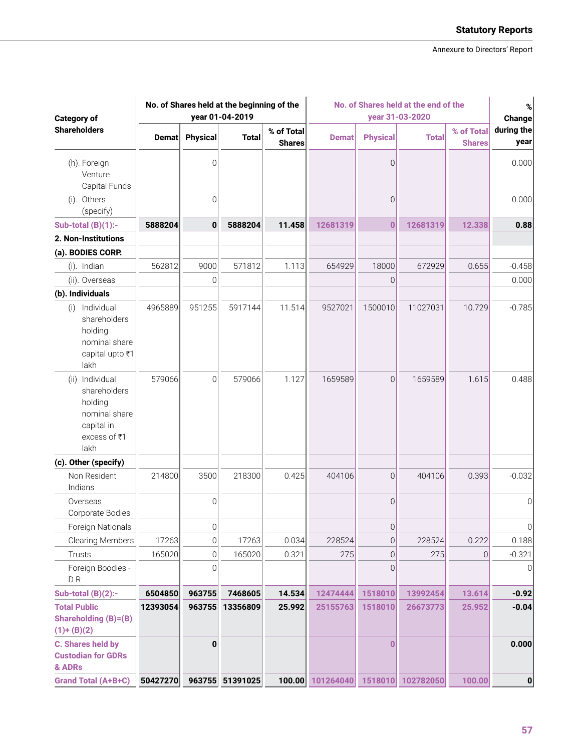| Category of Shareholders | No. of Shares held at the beginning of the year 01-04-2019 | | | | No. of Shares held at the end of the year 31-03-2020 | | | | % Change during the year |
|---|---|---|---|---|---|---|---|---|---|
| | Demat | Physical | Total | % of Total Shares | Demat | Physical | Total | % of Total Shares | |
| (h). Foreign Venture Capital Funds | | 0 | | | | 0 | | | 0.000 |
| (i). Others (specify) | | 0 | | | | 0 | | | 0.000 |
| **Sub-total (B)(1):-** | **5888204** | **0** | **5888204** | **11.458** | **12681319** | **0** | **12681319** | **12.338** | **0.88** |
| **2. Non-Institutions** | | | | | | | | | |
| **(a). BODIES CORP.** | | | | | | | | | |
| (i). Indian | 562812 | 9000 | 571812 | 1.113 | 654929 | 18000 | 672929 | 0.655 | -0.458 |
| (ii). Overseas | | 0 | | | | 0 | | | 0.000 |
| **(b). Individuals** | | | | | | | | | |
| (i) Individual shareholders holding nominal share capital upto ₹1 lakh | 4965889 | 951255 | 5917144 | 11.514 | 9527021 | 1500010 | 11027031 | 10.729 | -0.785 |
| (ii) Individual shareholders holding nominal share capital in excess of ₹1 lakh | 579066 | 0 | 579066 | 1.127 | 1659589 | 0 | 1659589 | 1.615 | 0.488 |
| **(c). Other (specify)** | | | | | | | | | |
| Non Resident Indians | 214800 | 3500 | 218300 | 0.425 | 404106 | 0 | 404106 | 0.393 | -0.032 |
| Overseas Corporate Bodies | | 0 | | | | 0 | | | 0 |
| Foreign Nationals | | 0 | | | | 0 | | | 0 |
| Clearing Members | 17263 | 0 | 17263 | 0.034 | 228524 | 0 | 228524 | 0.222 | 0.188 |
| Trusts | 165020 | 0 | 165020 | 0.321 | 275 | 0 | 275 | 0 | -0.321 |
| Foreign Boodies - D R | | 0 | | | | 0 | | | 0 |
| **Sub-total (B)(2):-** | **6504850** | **963755** | **7468605** | **14.534** | **12474444** | **1518010** | **13992454** | **13.614** | **-0.92** |
| **Total Public Shareholding (B)=(B)(1)+ (B)(2)** | **12393054** | **963755** | **13356809** | **25.992** | **25155763** | **1518010** | **26673773** | **25.952** | **-0.04** |
| **C. Shares held by Custodian for GDRs & ADRs** | | **0** | | | | **0** | | | **0.000** |
| **Grand Total (A+B+C)** | **50427270** | **963755** | **51391025** | **100.00** | **101264040** | **1518010** | **102782050** | **100.00** | **0** |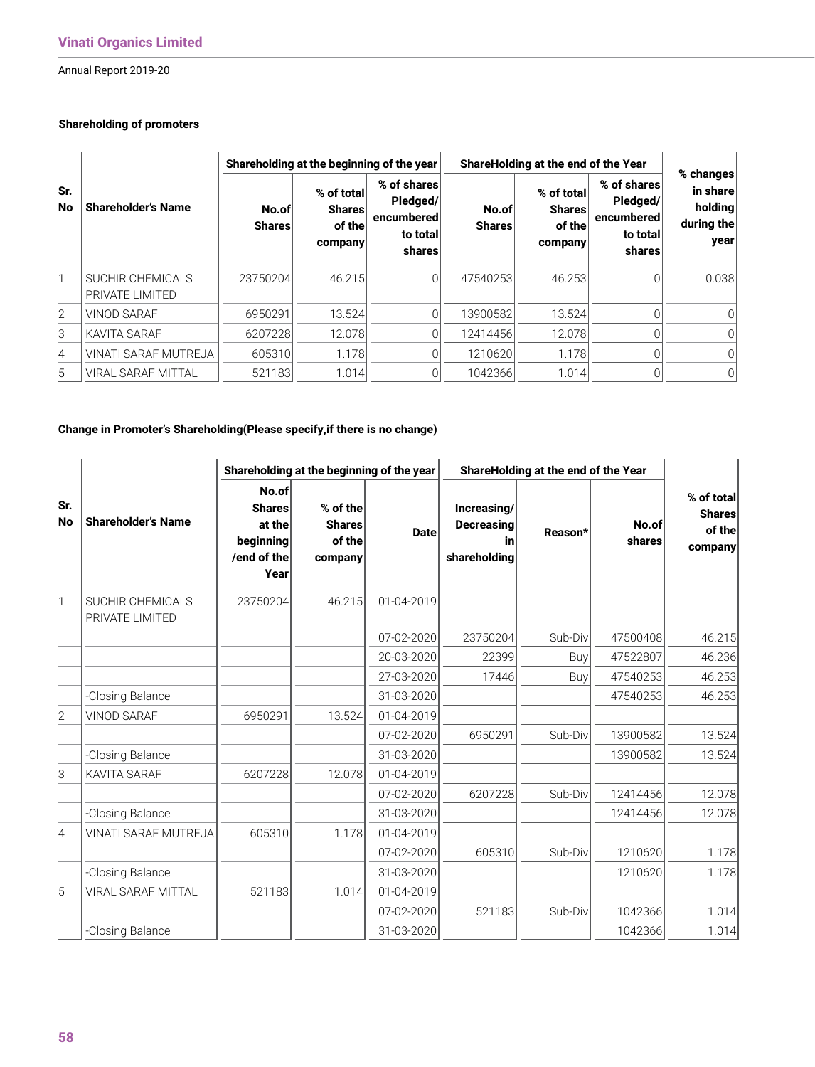### Shareholding of promoters

| Sr. No | Shareholder's Name | Shareholding at the beginning of the year | | | ShareHolding at the end of the Year | | | % changes in share holding during the year |
|---|---|---|---|---|---|---|---|---|
| | | No.of Shares | % of total Shares of the company | % of shares Pledged/ encumbered to total shares | No.of Shares | % of total Shares of the company | % of shares Pledged/ encumbered to total shares | |
| 1 | SUCHIR CHEMICALS PRIVATE LIMITED | 23750204 | 46.215 | 0 | 47540253 | 46.253 | 0 | 0.038 |
| 2 | VINOD SARAF | 6950291 | 13.524 | 0 | 13900582 | 13.524 | 0 | 0 |
| 3 | KAVITA SARAF | 6207228 | 12.078 | 0 | 12414456 | 12.078 | 0 | 0 |
| 4 | VINATI SARAF MUTREJA | 605310 | 1.178 | 0 | 1210620 | 1.178 | 0 | 0 |
| 5 | VIRAL SARAF MITTAL | 521183 | 1.014 | 0 | 1042366 | 1.014 | 0 | 0 |

### Change in Promoter's Shareholding(Please specify,if there is no change)

| Sr. No | Shareholder's Name | Shareholding at the beginning of the year | | | ShareHolding at the end of the Year | | | % of total Shares of the company |
|---|---|---|---|---|---|---|---|---|
| | | No.of Shares at the beginning /end of the Year | % of the Shares of the company | Date | Increasing/ Decreasing in shareholding | Reason* | No.of shares | |
| 1 | SUCHIR CHEMICALS PRIVATE LIMITED | 23750204 | 46.215 | 01-04-2019 | | | | |
| | | | | 07-02-2020 | 23750204 | Sub-Div | 47500408 | 46.215 |
| | | | | 20-03-2020 | 22399 | Buy | 47522807 | 46.236 |
| | | | | 27-03-2020 | 17446 | Buy | 47540253 | 46.253 |
| | -Closing Balance | | | 31-03-2020 | | | 47540253 | 46.253 |
| 2 | VINOD SARAF | 6950291 | 13.524 | 01-04-2019 | | | | |
| | | | | 07-02-2020 | 6950291 | Sub-Div | 13900582 | 13.524 |
| | -Closing Balance | | | 31-03-2020 | | | 13900582 | 13.524 |
| 3 | KAVITA SARAF | 6207228 | 12.078 | 01-04-2019 | | | | |
| | | | | 07-02-2020 | 6207228 | Sub-Div | 12414456 | 12.078 |
| | -Closing Balance | | | 31-03-2020 | | | 12414456 | 12.078 |
| 4 | VINATI SARAF MUTREJA | 605310 | 1.178 | 01-04-2019 | | | | |
| | | | | 07-02-2020 | 605310 | Sub-Div | 1210620 | 1.178 |
| | -Closing Balance | | | 31-03-2020 | | | 1210620 | 1.178 |
| 5 | VIRAL SARAF MITTAL | 521183 | 1.014 | 01-04-2019 | | | | |
| | | | | 07-02-2020 | 521183 | Sub-Div | 1042366 | 1.014 |
| | -Closing Balance | | | 31-03-2020 | | | 1042366 | 1.014 |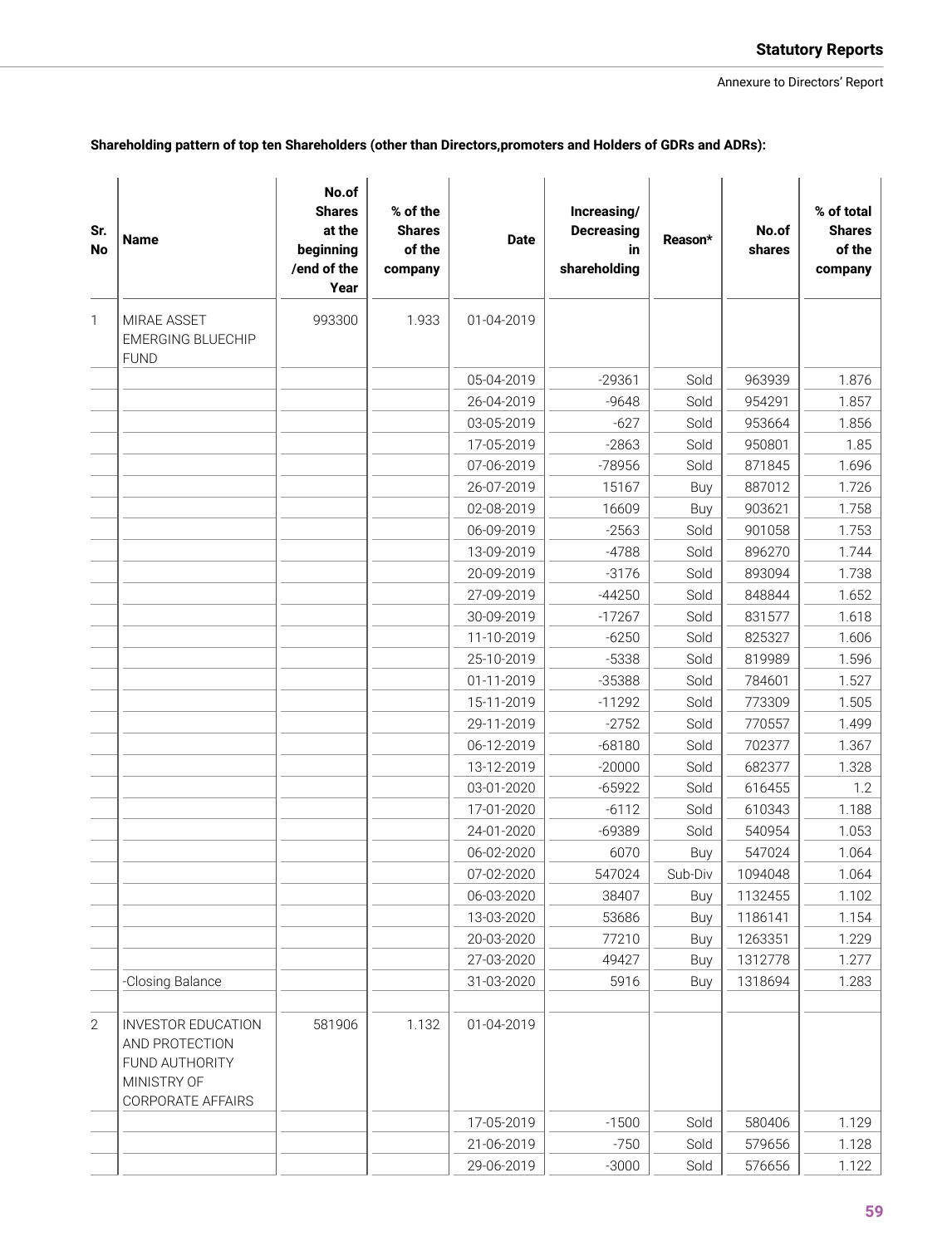**Shareholding pattern of top ten Shareholders (other than Directors,promoters and Holders of GDRs and ADRs):**

| Sr. No | Name | No.of Shares at the beginning /end of the Year | % of the Shares of the company | Date | Increasing/ Decreasing in shareholding | Reason* | No.of shares | % of total Shares of the company |
|---|---|---|---|---|---|---|---|---|
| 1 | MIRAE ASSET EMERGING BLUECHIP FUND | 993300 | 1.933 | 01-04-2019 | | | | |
| | | | | 05-04-2019 | -29361 | Sold | 963939 | 1.876 |
| | | | | 26-04-2019 | -9648 | Sold | 954291 | 1.857 |
| | | | | 03-05-2019 | -627 | Sold | 953664 | 1.856 |
| | | | | 17-05-2019 | -2863 | Sold | 950801 | 1.85 |
| | | | | 07-06-2019 | -78956 | Sold | 871845 | 1.696 |
| | | | | 26-07-2019 | 15167 | Buy | 887012 | 1.726 |
| | | | | 02-08-2019 | 16609 | Buy | 903621 | 1.758 |
| | | | | 06-09-2019 | -2563 | Sold | 901058 | 1.753 |
| | | | | 13-09-2019 | -4788 | Sold | 896270 | 1.744 |
| | | | | 20-09-2019 | -3176 | Sold | 893094 | 1.738 |
| | | | | 27-09-2019 | -44250 | Sold | 848844 | 1.652 |
| | | | | 30-09-2019 | -17267 | Sold | 831577 | 1.618 |
| | | | | 11-10-2019 | -6250 | Sold | 825327 | 1.606 |
| | | | | 25-10-2019 | -5338 | Sold | 819989 | 1.596 |
| | | | | 01-11-2019 | -35388 | Sold | 784601 | 1.527 |
| | | | | 15-11-2019 | -11292 | Sold | 773309 | 1.505 |
| | | | | 29-11-2019 | -2752 | Sold | 770557 | 1.499 |
| | | | | 06-12-2019 | -68180 | Sold | 702377 | 1.367 |
| | | | | 13-12-2019 | -20000 | Sold | 682377 | 1.328 |
| | | | | 03-01-2020 | -65922 | Sold | 616455 | 1.2 |
| | | | | 17-01-2020 | -6112 | Sold | 610343 | 1.188 |
| | | | | 24-01-2020 | -69389 | Sold | 540954 | 1.053 |
| | | | | 06-02-2020 | 6070 | Buy | 547024 | 1.064 |
| | | | | 07-02-2020 | 547024 | Sub-Div | 1094048 | 1.064 |
| | | | | 06-03-2020 | 38407 | Buy | 1132455 | 1.102 |
| | | | | 13-03-2020 | 53686 | Buy | 1186141 | 1.154 |
| | | | | 20-03-2020 | 77210 | Buy | 1263351 | 1.229 |
| | | | | 27-03-2020 | 49427 | Buy | 1312778 | 1.277 |
| | -Closing Balance | | | 31-03-2020 | 5916 | Buy | 1318694 | 1.283 |
| | | | | | | | | |
| 2 | INVESTOR EDUCATION AND PROTECTION FUND AUTHORITY MINISTRY OF CORPORATE AFFAIRS | 581906 | 1.132 | 01-04-2019 | | | | |
| | | | | 17-05-2019 | -1500 | Sold | 580406 | 1.129 |
| | | | | 21-06-2019 | -750 | Sold | 579656 | 1.128 |
| | | | | 29-06-2019 | -3000 | Sold | 576656 | 1.122 |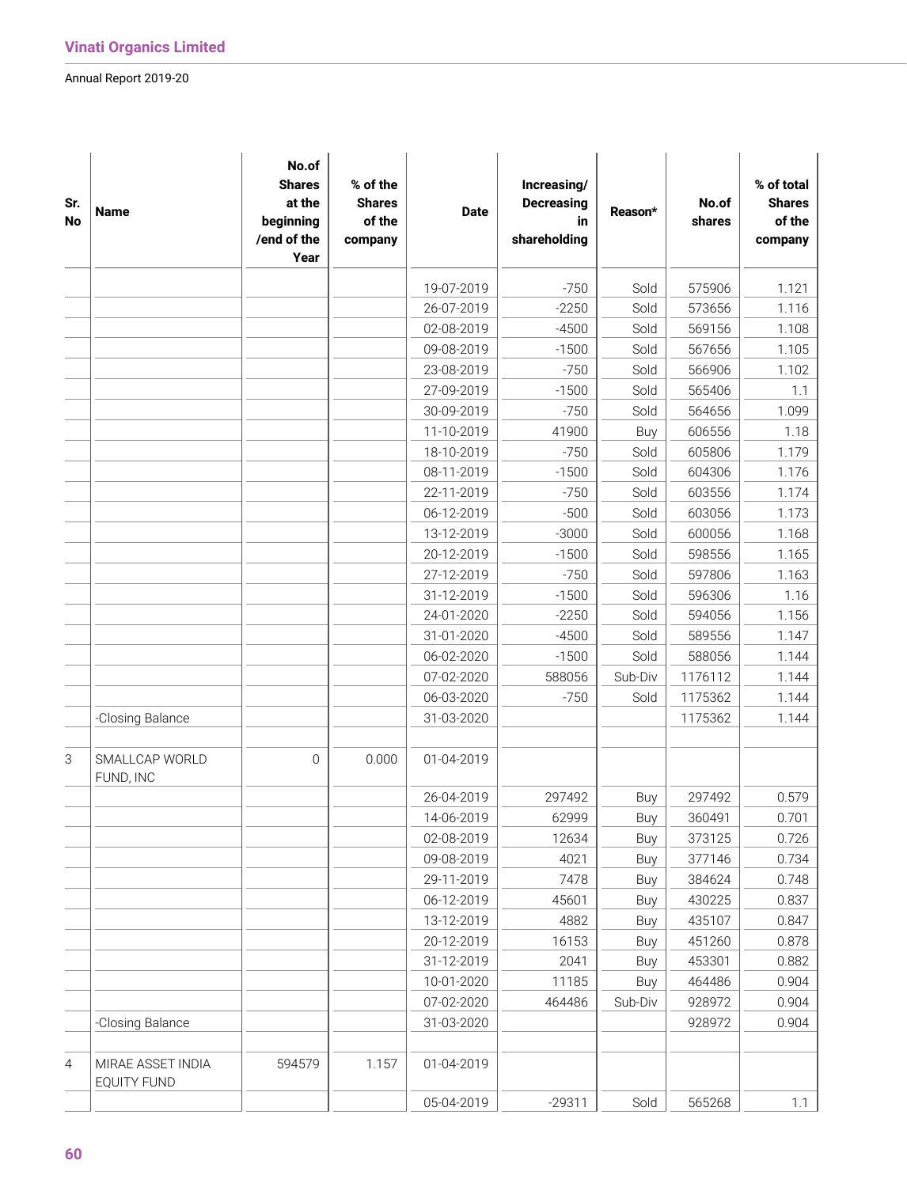| Sr. No | Name | No.of Shares at the beginning /end of the Year | % of the Shares of the company | Date | Increasing/ Decreasing in shareholding | Reason* | No.of shares | % of total Shares of the company |
|---|---|---|---|---|---|---|---|---|
| | | | | 19-07-2019 | -750 | Sold | 575906 | 1.121 |
| | | | | 26-07-2019 | -2250 | Sold | 573656 | 1.116 |
| | | | | 02-08-2019 | -4500 | Sold | 569156 | 1.108 |
| | | | | 09-08-2019 | -1500 | Sold | 567656 | 1.105 |
| | | | | 23-08-2019 | -750 | Sold | 566906 | 1.102 |
| | | | | 27-09-2019 | -1500 | Sold | 565406 | 1.1 |
| | | | | 30-09-2019 | -750 | Sold | 564656 | 1.099 |
| | | | | 11-10-2019 | 41900 | Buy | 606556 | 1.18 |
| | | | | 18-10-2019 | -750 | Sold | 605806 | 1.179 |
| | | | | 08-11-2019 | -1500 | Sold | 604306 | 1.176 |
| | | | | 22-11-2019 | -750 | Sold | 603556 | 1.174 |
| | | | | 06-12-2019 | -500 | Sold | 603056 | 1.173 |
| | | | | 13-12-2019 | -3000 | Sold | 600056 | 1.168 |
| | | | | 20-12-2019 | -1500 | Sold | 598556 | 1.165 |
| | | | | 27-12-2019 | -750 | Sold | 597806 | 1.163 |
| | | | | 31-12-2019 | -1500 | Sold | 596306 | 1.16 |
| | | | | 24-01-2020 | -2250 | Sold | 594056 | 1.156 |
| | | | | 31-01-2020 | -4500 | Sold | 589556 | 1.147 |
| | | | | 06-02-2020 | -1500 | Sold | 588056 | 1.144 |
| | | | | 07-02-2020 | 588056 | Sub-Div | 1176112 | 1.144 |
| | | | | 06-03-2020 | -750 | Sold | 1175362 | 1.144 |
| | -Closing Balance | | | 31-03-2020 | | | 1175362 | 1.144 |
| | | | | | | | | |
| 3 | SMALLCAP WORLD FUND, INC | 0 | 0.000 | 01-04-2019 | | | | |
| | | | | 26-04-2019 | 297492 | Buy | 297492 | 0.579 |
| | | | | 14-06-2019 | 62999 | Buy | 360491 | 0.701 |
| | | | | 02-08-2019 | 12634 | Buy | 373125 | 0.726 |
| | | | | 09-08-2019 | 4021 | Buy | 377146 | 0.734 |
| | | | | 29-11-2019 | 7478 | Buy | 384624 | 0.748 |
| | | | | 06-12-2019 | 45601 | Buy | 430225 | 0.837 |
| | | | | 13-12-2019 | 4882 | Buy | 435107 | 0.847 |
| | | | | 20-12-2019 | 16153 | Buy | 451260 | 0.878 |
| | | | | 31-12-2019 | 2041 | Buy | 453301 | 0.882 |
| | | | | 10-01-2020 | 11185 | Buy | 464486 | 0.904 |
| | | | | 07-02-2020 | 464486 | Sub-Div | 928972 | 0.904 |
| | -Closing Balance | | | 31-03-2020 | | | 928972 | 0.904 |
| | | | | | | | | |
| 4 | MIRAE ASSET INDIA EQUITY FUND | 594579 | 1.157 | 01-04-2019 | | | | |
| | | | | 05-04-2019 | -29311 | Sold | 565268 | 1.1 |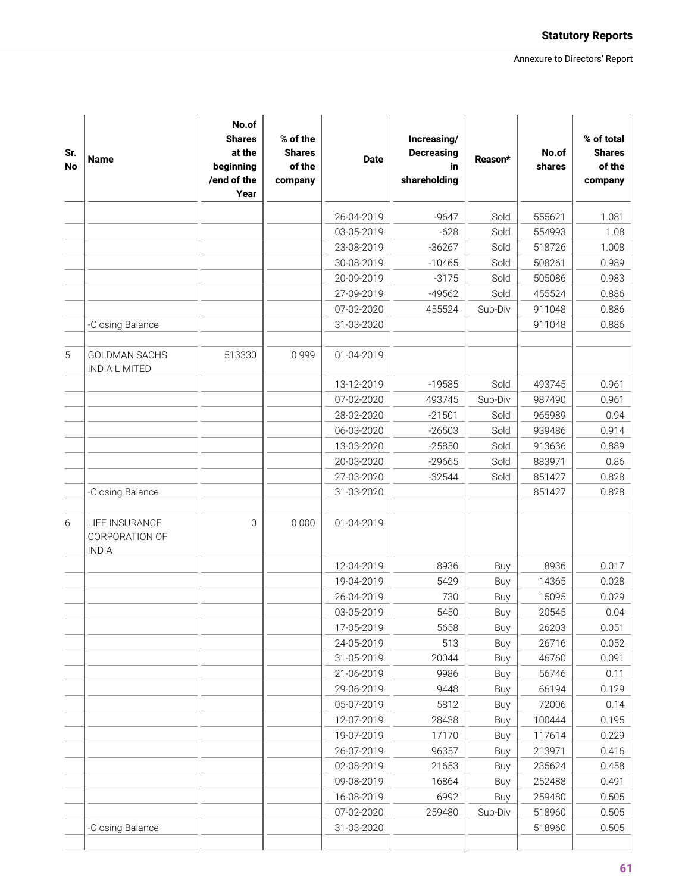| Sr. No | Name | No.of Shares at the beginning /end of the Year | % of the Shares of the company | Date | Increasing/ Decreasing in shareholding | Reason* | No.of shares | % of total Shares of the company |
|---|---|---|---|---|---|---|---|---|
| | | | | 26-04-2019 | -9647 | Sold | 555621 | 1.081 |
| | | | | 03-05-2019 | -628 | Sold | 554993 | 1.08 |
| | | | | 23-08-2019 | -36267 | Sold | 518726 | 1.008 |
| | | | | 30-08-2019 | -10465 | Sold | 508261 | 0.989 |
| | | | | 20-09-2019 | -3175 | Sold | 505086 | 0.983 |
| | | | | 27-09-2019 | -49562 | Sold | 455524 | 0.886 |
| | | | | 07-02-2020 | 455524 | Sub-Div | 911048 | 0.886 |
| | -Closing Balance | | | 31-03-2020 | | | 911048 | 0.886 |
| | | | | | | | | |
| 5 | GOLDMAN SACHS INDIA LIMITED | 513330 | 0.999 | 01-04-2019 | | | | |
| | | | | 13-12-2019 | -19585 | Sold | 493745 | 0.961 |
| | | | | 07-02-2020 | 493745 | Sub-Div | 987490 | 0.961 |
| | | | | 28-02-2020 | -21501 | Sold | 965989 | 0.94 |
| | | | | 06-03-2020 | -26503 | Sold | 939486 | 0.914 |
| | | | | 13-03-2020 | -25850 | Sold | 913636 | 0.889 |
| | | | | 20-03-2020 | -29665 | Sold | 883971 | 0.86 |
| | | | | 27-03-2020 | -32544 | Sold | 851427 | 0.828 |
| | -Closing Balance | | | 31-03-2020 | | | 851427 | 0.828 |
| | | | | | | | | |
| 6 | LIFE INSURANCE CORPORATION OF INDIA | 0 | 0.000 | 01-04-2019 | | | | |
| | | | | 12-04-2019 | 8936 | Buy | 8936 | 0.017 |
| | | | | 19-04-2019 | 5429 | Buy | 14365 | 0.028 |
| | | | | 26-04-2019 | 730 | Buy | 15095 | 0.029 |
| | | | | 03-05-2019 | 5450 | Buy | 20545 | 0.04 |
| | | | | 17-05-2019 | 5658 | Buy | 26203 | 0.051 |
| | | | | 24-05-2019 | 513 | Buy | 26716 | 0.052 |
| | | | | 31-05-2019 | 20044 | Buy | 46760 | 0.091 |
| | | | | 21-06-2019 | 9986 | Buy | 56746 | 0.11 |
| | | | | 29-06-2019 | 9448 | Buy | 66194 | 0.129 |
| | | | | 05-07-2019 | 5812 | Buy | 72006 | 0.14 |
| | | | | 12-07-2019 | 28438 | Buy | 100444 | 0.195 |
| | | | | 19-07-2019 | 17170 | Buy | 117614 | 0.229 |
| | | | | 26-07-2019 | 96357 | Buy | 213971 | 0.416 |
| | | | | 02-08-2019 | 21653 | Buy | 235624 | 0.458 |
| | | | | 09-08-2019 | 16864 | Buy | 252488 | 0.491 |
| | | | | 16-08-2019 | 6992 | Buy | 259480 | 0.505 |
| | | | | 07-02-2020 | 259480 | Sub-Div | 518960 | 0.505 |
| | -Closing Balance | | | 31-03-2020 | | | 518960 | 0.505 |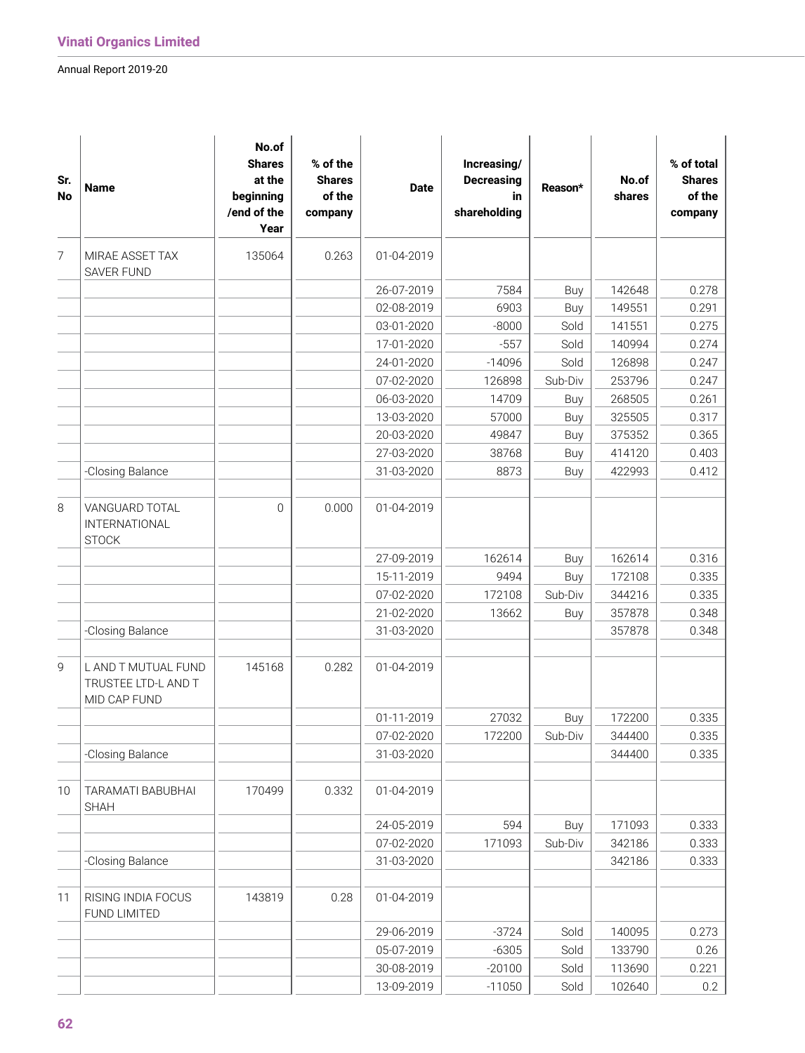| Sr. No | Name | No.of Shares at the beginning /end of the Year | % of the Shares of the company | Date | Increasing/ Decreasing in shareholding | Reason* | No.of shares | % of total Shares of the company |
|---|---|---|---|---|---|---|---|---|
| 7 | MIRAE ASSET TAX SAVER FUND | 135064 | 0.263 | 01-04-2019 | | | | |
| | | | | 26-07-2019 | 7584 | Buy | 142648 | 0.278 |
| | | | | 02-08-2019 | 6903 | Buy | 149551 | 0.291 |
| | | | | 03-01-2020 | -8000 | Sold | 141551 | 0.275 |
| | | | | 17-01-2020 | -557 | Sold | 140994 | 0.274 |
| | | | | 24-01-2020 | -14096 | Sold | 126898 | 0.247 |
| | | | | 07-02-2020 | 126898 | Sub-Div | 253796 | 0.247 |
| | | | | 06-03-2020 | 14709 | Buy | 268505 | 0.261 |
| | | | | 13-03-2020 | 57000 | Buy | 325505 | 0.317 |
| | | | | 20-03-2020 | 49847 | Buy | 375352 | 0.365 |
| | | | | 27-03-2020 | 38768 | Buy | 414120 | 0.403 |
| | -Closing Balance | | | 31-03-2020 | 8873 | Buy | 422993 | 0.412 |
| | | | | | | | | |
| 8 | VANGUARD TOTAL INTERNATIONAL STOCK | 0 | 0.000 | 01-04-2019 | | | | |
| | | | | 27-09-2019 | 162614 | Buy | 162614 | 0.316 |
| | | | | 15-11-2019 | 9494 | Buy | 172108 | 0.335 |
| | | | | 07-02-2020 | 172108 | Sub-Div | 344216 | 0.335 |
| | | | | 21-02-2020 | 13662 | Buy | 357878 | 0.348 |
| | -Closing Balance | | | 31-03-2020 | | | 357878 | 0.348 |
| | | | | | | | | |
| 9 | L AND T MUTUAL FUND TRUSTEE LTD-L AND T MID CAP FUND | 145168 | 0.282 | 01-04-2019 | | | | |
| | | | | 01-11-2019 | 27032 | Buy | 172200 | 0.335 |
| | | | | 07-02-2020 | 172200 | Sub-Div | 344400 | 0.335 |
| | -Closing Balance | | | 31-03-2020 | | | 344400 | 0.335 |
| | | | | | | | | |
| 10 | TARAMATI BABUBHAI SHAH | 170499 | 0.332 | 01-04-2019 | | | | |
| | | | | 24-05-2019 | 594 | Buy | 171093 | 0.333 |
| | | | | 07-02-2020 | 171093 | Sub-Div | 342186 | 0.333 |
| | -Closing Balance | | | 31-03-2020 | | | 342186 | 0.333 |
| | | | | | | | | |
| 11 | RISING INDIA FOCUS FUND LIMITED | 143819 | 0.28 | 01-04-2019 | | | | |
| | | | | 29-06-2019 | -3724 | Sold | 140095 | 0.273 |
| | | | | 05-07-2019 | -6305 | Sold | 133790 | 0.26 |
| | | | | 30-08-2019 | -20100 | Sold | 113690 | 0.221 |
| | | | | 13-09-2019 | -11050 | Sold | 102640 | 0.2 |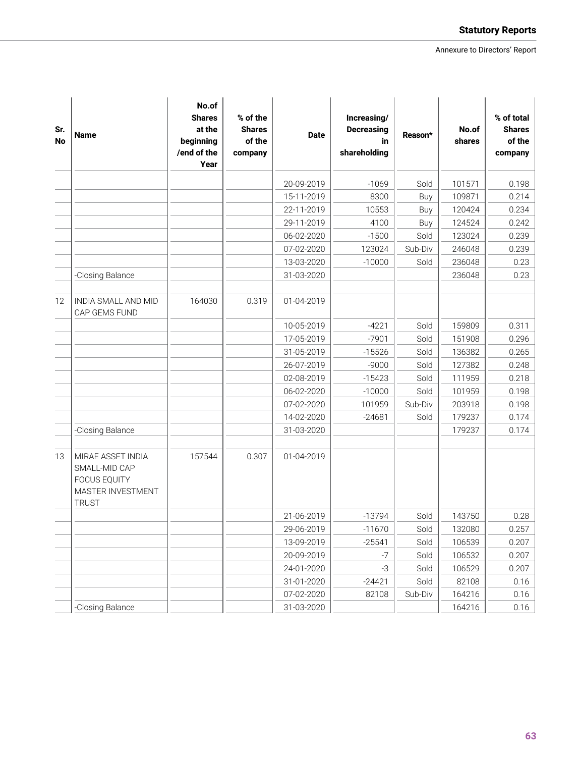| Sr. No | Name | No.of Shares at the beginning /end of the Year | % of the Shares of the company | Date | Increasing/ Decreasing in shareholding | Reason* | No.of shares | % of total Shares of the company |
|---|---|---|---|---|---|---|---|---|
| | | | | 20-09-2019 | -1069 | Sold | 101571 | 0.198 |
| | | | | 15-11-2019 | 8300 | Buy | 109871 | 0.214 |
| | | | | 22-11-2019 | 10553 | Buy | 120424 | 0.234 |
| | | | | 29-11-2019 | 4100 | Buy | 124524 | 0.242 |
| | | | | 06-02-2020 | -1500 | Sold | 123024 | 0.239 |
| | | | | 07-02-2020 | 123024 | Sub-Div | 246048 | 0.239 |
| | | | | 13-03-2020 | -10000 | Sold | 236048 | 0.23 |
| | -Closing Balance | | | 31-03-2020 | | | 236048 | 0.23 |
| | | | | | | | | |
| 12 | INDIA SMALL AND MID CAP GEMS FUND | 164030 | 0.319 | 01-04-2019 | | | | |
| | | | | 10-05-2019 | -4221 | Sold | 159809 | 0.311 |
| | | | | 17-05-2019 | -7901 | Sold | 151908 | 0.296 |
| | | | | 31-05-2019 | -15526 | Sold | 136382 | 0.265 |
| | | | | 26-07-2019 | -9000 | Sold | 127382 | 0.248 |
| | | | | 02-08-2019 | -15423 | Sold | 111959 | 0.218 |
| | | | | 06-02-2020 | -10000 | Sold | 101959 | 0.198 |
| | | | | 07-02-2020 | 101959 | Sub-Div | 203918 | 0.198 |
| | | | | 14-02-2020 | -24681 | Sold | 179237 | 0.174 |
| | -Closing Balance | | | 31-03-2020 | | | 179237 | 0.174 |
| | | | | | | | | |
| 13 | MIRAE ASSET INDIA SMALL-MID CAP FOCUS EQUITY MASTER INVESTMENT TRUST | 157544 | 0.307 | 01-04-2019 | | | | |
| | | | | 21-06-2019 | -13794 | Sold | 143750 | 0.28 |
| | | | | 29-06-2019 | -11670 | Sold | 132080 | 0.257 |
| | | | | 13-09-2019 | -25541 | Sold | 106539 | 0.207 |
| | | | | 20-09-2019 | -7 | Sold | 106532 | 0.207 |
| | | | | 24-01-2020 | -3 | Sold | 106529 | 0.207 |
| | | | | 31-01-2020 | -24421 | Sold | 82108 | 0.16 |
| | | | | 07-02-2020 | 82108 | Sub-Div | 164216 | 0.16 |
| | -Closing Balance | | | 31-03-2020 | | | 164216 | 0.16 |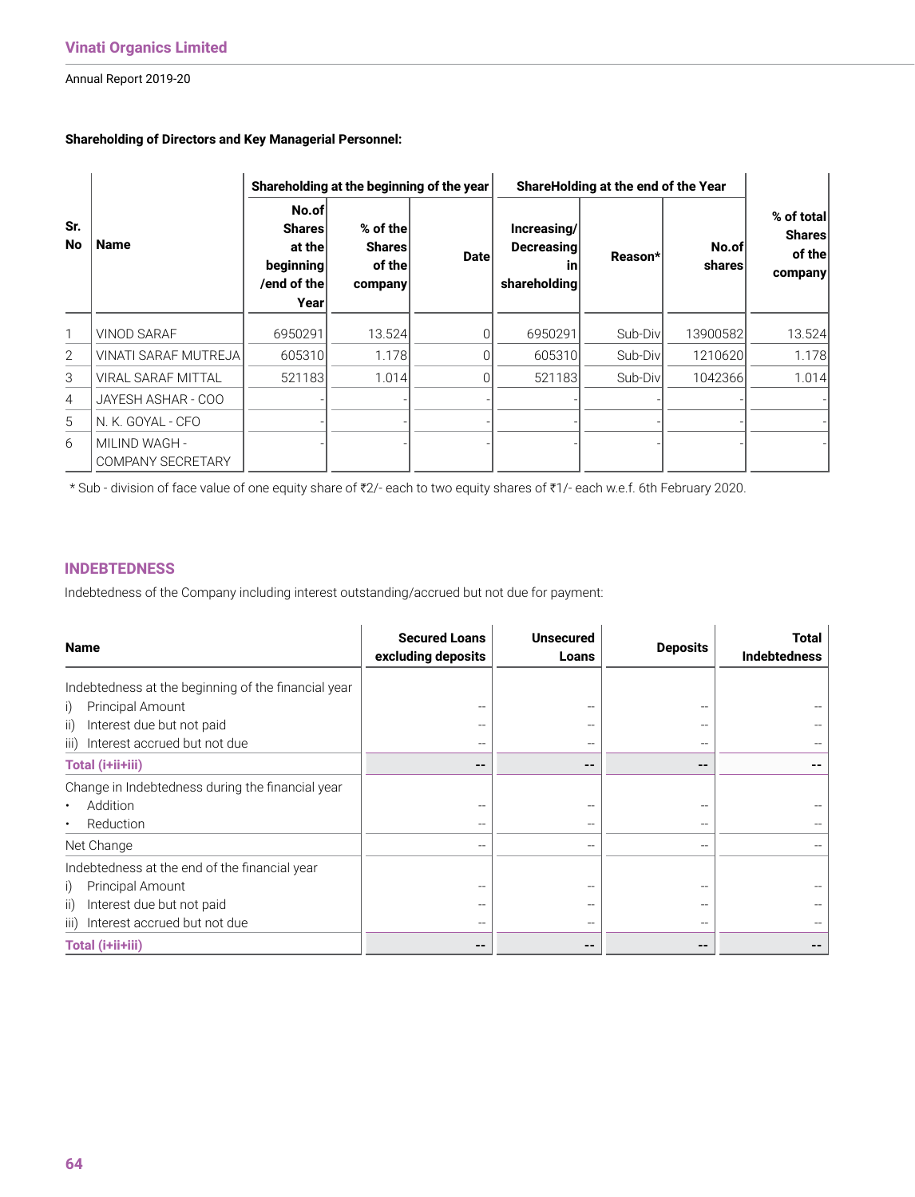**Shareholding of Directors and Key Managerial Personnel:**

| Sr. No | Name | Shareholding at the beginning of the year | | ShareHolding at the end of the Year | | | | |
|---|---|---|---|---|---|---|---|---|
| | | No.of Shares at the beginning /end of the Year | % of the Shares of the company | Date | Increasing/ Decreasing in shareholding | Reason* | No.of shares | % of total Shares of the company |
| 1 | VINOD SARAF | 6950291 | 13.524 | 0 | 6950291 | Sub-Div | 13900582 | 13.524 |
| 2 | VINATI SARAF MUTREJA | 605310 | 1.178 | 0 | 605310 | Sub-Div | 1210620 | 1.178 |
| 3 | VIRAL SARAF MITTAL | 521183 | 1.014 | 0 | 521183 | Sub-Div | 1042366 | 1.014 |
| 4 | JAYESH ASHAR - COO | - | - | - | - | - | - | - |
| 5 | N. K. GOYAL - CFO | - | - | - | - | - | - | - |
| 6 | MILIND WAGH - COMPANY SECRETARY | - | - | - | - | - | - | - |

* Sub - division of face value of one equity share of ₹2/- each to two equity shares of ₹1/- each w.e.f. 6th February 2020.

## INDEBTEDNESS

Indebtedness of the Company including interest outstanding/accrued but not due for payment:

| Name | Secured Loans excluding deposits | Unsecured Loans | Deposits | Total Indebtedness |
|---|---|---|---|---|
| Indebtedness at the beginning of the financial year | | | | |
| i) Principal Amount | -- | -- | -- | -- |
| ii) Interest due but not paid | -- | -- | -- | -- |
| iii) Interest accrued but not due | -- | -- | -- | -- |
| **Total (i+ii+iii)** | **--** | **--** | **--** | **--** |
| Change in Indebtedness during the financial year | | | | |
| • Addition | -- | -- | -- | -- |
| • Reduction | -- | -- | -- | -- |
| Net Change | -- | -- | -- | -- |
| Indebtedness at the end of the financial year | | | | |
| i) Principal Amount | -- | -- | -- | -- |
| ii) Interest due but not paid | -- | -- | -- | -- |
| iii) Interest accrued but not due | -- | -- | -- | -- |
| **Total (i+ii+iii)** | **--** | **--** | **--** | **--** |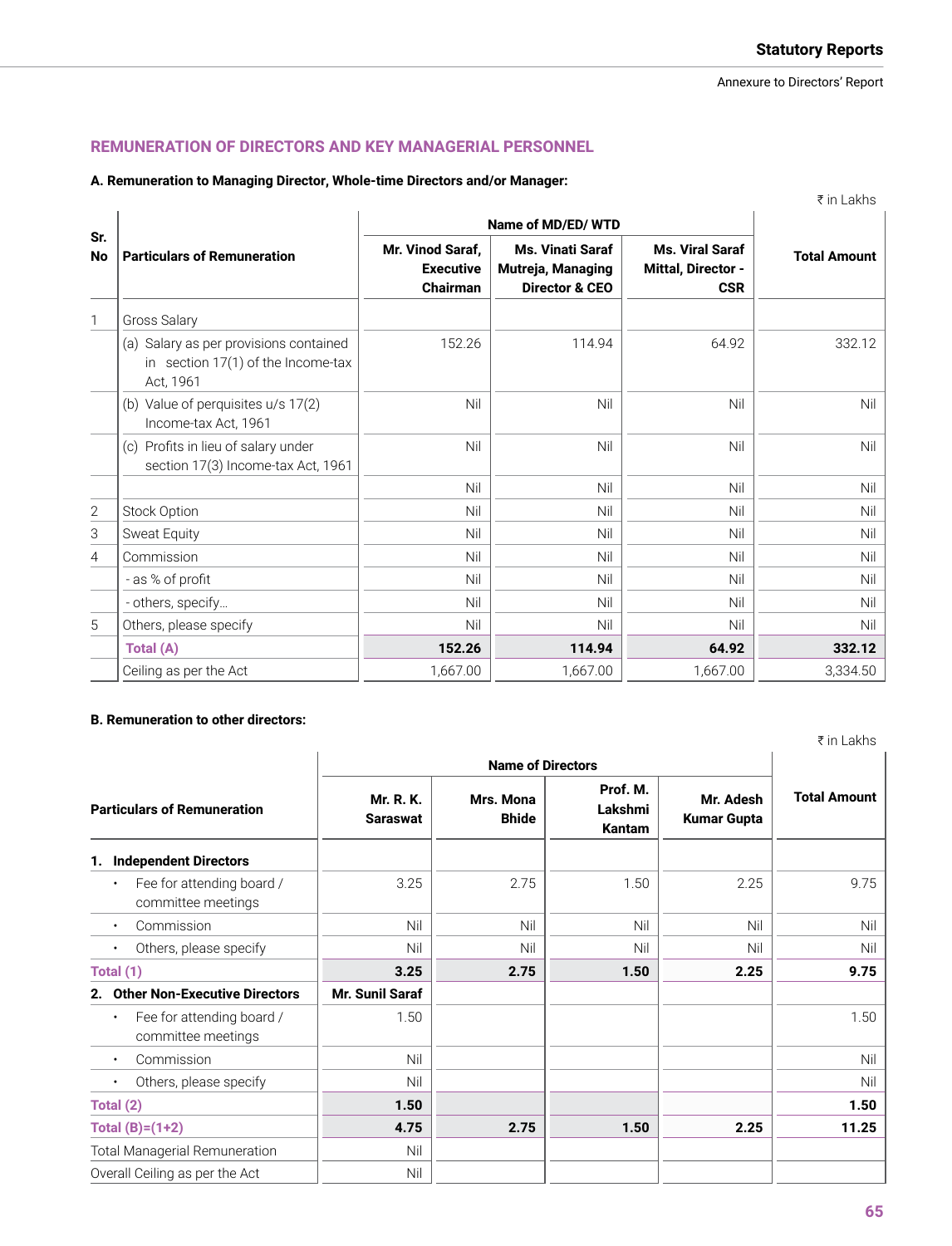## REMUNERATION OF DIRECTORS AND KEY MANAGERIAL PERSONNEL

**A. Remuneration to Managing Director, Whole-time Directors and/or Manager:**

₹ in Lakhs

| Sr. No | Particulars of Remuneration | Name of MD/ED/ WTD | | | Total Amount |
|---|---|---|---|---|---|
| | | **Mr. Vinod Saraf, Executive Chairman** | **Ms. Vinati Saraf Mutreja, Managing Director & CEO** | **Ms. Viral Saraf Mittal, Director - CSR** | |
| 1 | Gross Salary | | | | |
| | (a) Salary as per provisions contained in section 17(1) of the Income-tax Act, 1961 | 152.26 | 114.94 | 64.92 | 332.12 |
| | (b) Value of perquisites u/s 17(2) Income-tax Act, 1961 | Nil | Nil | Nil | Nil |
| | (c) Profits in lieu of salary under section 17(3) Income-tax Act, 1961 | Nil | Nil | Nil | Nil |
| | | Nil | Nil | Nil | Nil |
| 2 | Stock Option | Nil | Nil | Nil | Nil |
| 3 | Sweat Equity | Nil | Nil | Nil | Nil |
| 4 | Commission | Nil | Nil | Nil | Nil |
| | - as % of profit | Nil | Nil | Nil | Nil |
| | - others, specify… | Nil | Nil | Nil | Nil |
| 5 | Others, please specify | Nil | Nil | Nil | Nil |
| | **Total (A)** | **152.26** | **114.94** | **64.92** | **332.12** |
| | Ceiling as per the Act | 1,667.00 | 1,667.00 | 1,667.00 | 3,334.50 |

**B. Remuneration to other directors:**

₹ in Lakhs

| Particulars of Remuneration | Name of Directors | | | | Total Amount |
|---|---|---|---|---|---|
| | **Mr. R. K. Saraswat** | **Mrs. Mona Bhide** | **Prof. M. Lakshmi Kantam** | **Mr. Adesh Kumar Gupta** | |
| **1. Independent Directors** | | | | | |
| • Fee for attending board / committee meetings | 3.25 | 2.75 | 1.50 | 2.25 | 9.75 |
| • Commission | Nil | Nil | Nil | Nil | Nil |
| • Others, please specify | Nil | Nil | Nil | Nil | Nil |
| **Total (1)** | **3.25** | **2.75** | **1.50** | **2.25** | **9.75** |
| **2. Other Non-Executive Directors** | **Mr. Sunil Saraf** | | | | |
| • Fee for attending board / committee meetings | 1.50 | | | | 1.50 |
| • Commission | Nil | | | | Nil |
| • Others, please specify | Nil | | | | Nil |
| **Total (2)** | **1.50** | | | | **1.50** |
| **Total (B)=(1+2)** | **4.75** | **2.75** | **1.50** | **2.25** | **11.25** |
| Total Managerial Remuneration | Nil | | | | |
| Overall Ceiling as per the Act | Nil | | | | |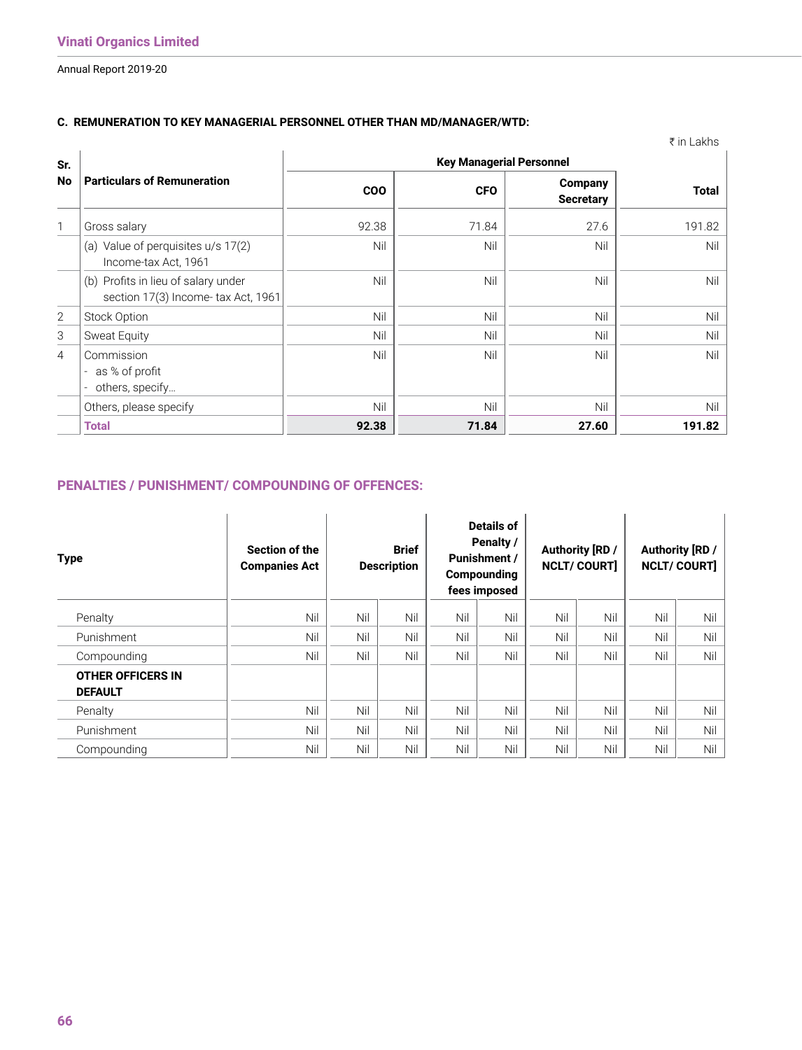### C. REMUNERATION TO KEY MANAGERIAL PERSONNEL OTHER THAN MD/MANAGER/WTD:

₹ in Lakhs

| Sr. No | Particulars of Remuneration | Key Managerial Personnel | | | |
|---|---|---|---|---|---|
| | | COO | CFO | Company Secretary | Total |
| 1 | Gross salary | 92.38 | 71.84 | 27.6 | 191.82 |
| | (a) Value of perquisites u/s 17(2) Income-tax Act, 1961 | Nil | Nil | Nil | Nil |
| | (b) Profits in lieu of salary under section 17(3) Income- tax Act, 1961 | Nil | Nil | Nil | Nil |
| 2 | Stock Option | Nil | Nil | Nil | Nil |
| 3 | Sweat Equity | Nil | Nil | Nil | Nil |
| 4 | Commission<br>- as % of profit<br>- others, specify… | Nil | Nil | Nil | Nil |
| | Others, please specify | Nil | Nil | Nil | Nil |
| | **Total** | **92.38** | **71.84** | **27.60** | **191.82** |

## PENALTIES / PUNISHMENT/ COMPOUNDING OF OFFENCES:

| Type | Section of the Companies Act | Brief Description | | Details of Penalty / Punishment / Compounding fees imposed | | Authority [RD / NCLT/ COURT] | | Authority [RD / NCLT/ COURT] | |
|---|---|---|---|---|---|---|---|---|---|
| Penalty | Nil | Nil | Nil | Nil | Nil | Nil | Nil | Nil | Nil |
| Punishment | Nil | Nil | Nil | Nil | Nil | Nil | Nil | Nil | Nil |
| Compounding | Nil | Nil | Nil | Nil | Nil | Nil | Nil | Nil | Nil |
| **OTHER OFFICERS IN DEFAULT** | | | | | | | | | |
| Penalty | Nil | Nil | Nil | Nil | Nil | Nil | Nil | Nil | Nil |
| Punishment | Nil | Nil | Nil | Nil | Nil | Nil | Nil | Nil | Nil |
| Compounding | Nil | Nil | Nil | Nil | Nil | Nil | Nil | Nil | Nil |